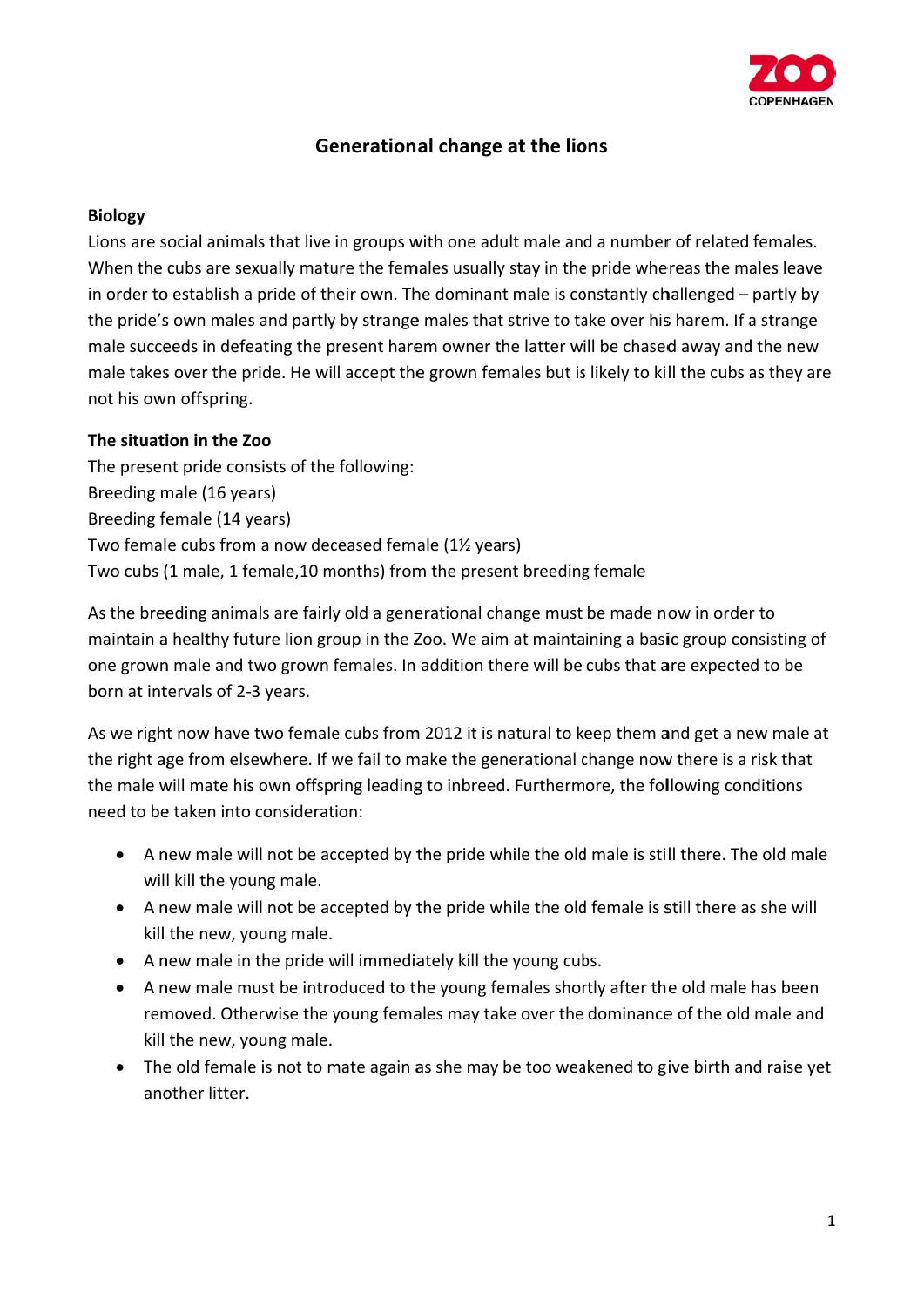# Generational change at the lions

## Biology

Lions are social animals that live in groups with one adult male and a number of related females. When the cubs are sexually mature the females usually stay in the pride whereas the males leave in order to establish a pride of their own. The dominant male is constantly challenged – partly by the pride's own males and partly by strange males that strive to take over his harem. If a strange male succeeds in defeating the present harem owner the latter will be chased away and the new male takes over the pride. He will accept the grown females but is likely to kill the cubs as they are not his own offspring.

## The situation in the Zoo

The present pride consists of the following:
Breeding male (16 years)
Breeding female (14 years)
Two female cubs from a now deceased female (1½ years)
Two cubs (1 male, 1 female,10 months) from the present breeding female

As the breeding animals are fairly old a generational change must be made now in order to maintain a healthy future lion group in the Zoo. We aim at maintaining a basic group consisting of one grown male and two grown females. In addition there will be cubs that are expected to be born at intervals of 2-3 years.

As we right now have two female cubs from 2012 it is natural to keep them and get a new male at the right age from elsewhere. If we fail to make the generational change now there is a risk that the male will mate his own offspring leading to inbreed. Furthermore, the following conditions need to be taken into consideration:

- A new male will not be accepted by the pride while the old male is still there. The old male will kill the young male.
- A new male will not be accepted by the pride while the old female is still there as she will kill the new, young male.
- A new male in the pride will immediately kill the young cubs.
- A new male must be introduced to the young females shortly after the old male has been removed. Otherwise the young females may take over the dominance of the old male and kill the new, young male.
- The old female is not to mate again as she may be too weakened to give birth and raise yet another litter.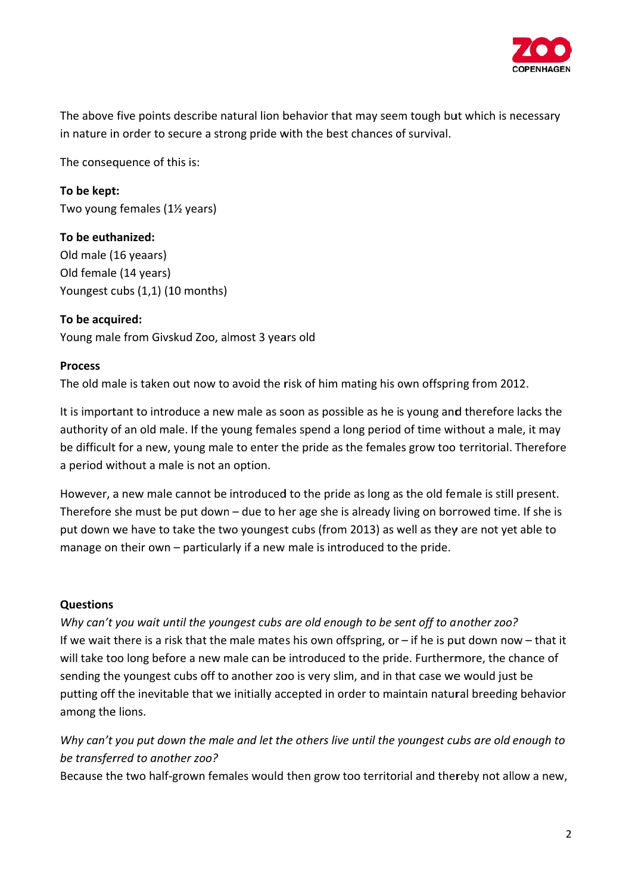The above five points describe natural lion behavior that may seem tough but which is necessary in nature in order to secure a strong pride with the best chances of survival.

The consequence of this is:

**To be kept:**
Two young females (1½ years)

**To be euthanized:**
Old male (16 yeaars)
Old female (14 years)
Youngest cubs (1,1) (10 months)

**To be acquired:**
Young male from Givskud Zoo, almost 3 years old

**Process**
The old male is taken out now to avoid the risk of him mating his own offspring from 2012.

It is important to introduce a new male as soon as possible as he is young and therefore lacks the authority of an old male. If the young females spend a long period of time without a male, it may be difficult for a new, young male to enter the pride as the females grow too territorial. Therefore a period without a male is not an option.

However, a new male cannot be introduced to the pride as long as the old female is still present. Therefore she must be put down – due to her age she is already living on borrowed time. If she is put down we have to take the two youngest cubs (from 2013) as well as they are not yet able to manage on their own – particularly if a new male is introduced to the pride.

**Questions**
*Why can't you wait until the youngest cubs are old enough to be sent off to another zoo?*
If we wait there is a risk that the male mates his own offspring, or – if he is put down now – that it will take too long before a new male can be introduced to the pride. Furthermore, the chance of sending the youngest cubs off to another zoo is very slim, and in that case we would just be putting off the inevitable that we initially accepted in order to maintain natural breeding behavior among the lions.

*Why can't you put down the male and let the others live until the youngest cubs are old enough to be transferred to another zoo?*
Because the two half-grown females would then grow too territorial and thereby not allow a new,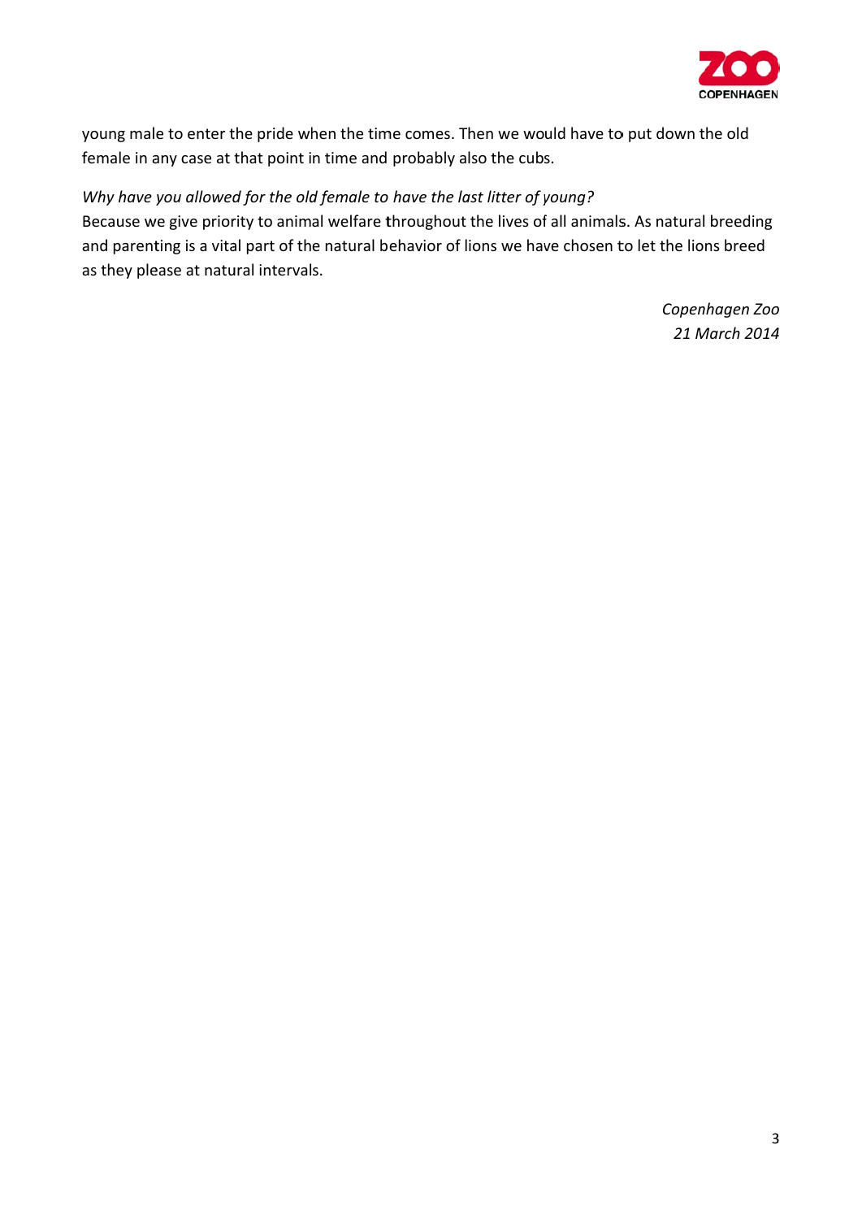young male to enter the pride when the time comes. Then we would have to put down the old female in any case at that point in time and probably also the cubs.

*Why have you allowed for the old female to have the last litter of young?*
Because we give priority to animal welfare throughout the lives of all animals. As natural breeding and parenting is a vital part of the natural behavior of lions we have chosen to let the lions breed as they please at natural intervals.

*Copenhagen Zoo*
*21 March 2014*